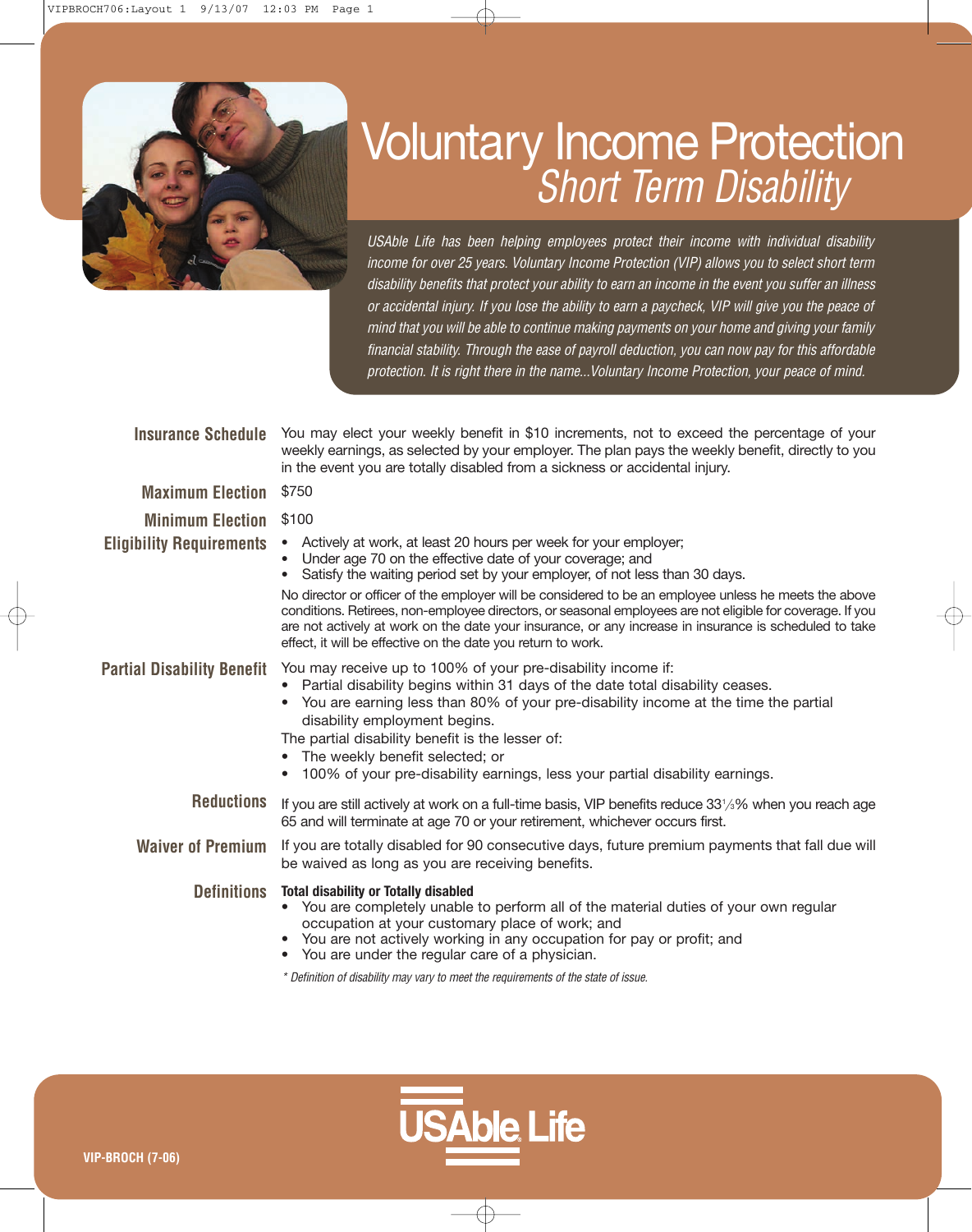# Voluntary Income Protection
## *Short Term Disability*

*USAble Life has been helping employees protect their income with individual disability income for over 25 years. Voluntary Income Protection (VIP) allows you to select short term disability benefits that protect your ability to earn an income in the event you suffer an illness or accidental injury. If you lose the ability to earn a paycheck, VIP will give you the peace of mind that you will be able to continue making payments on your home and giving your family financial stability. Through the ease of payroll deduction, you can now pay for this affordable protection. It is right there in the name...Voluntary Income Protection, your peace of mind.*

**Insurance Schedule**

You may elect your weekly benefit in $10 increments, not to exceed the percentage of your weekly earnings, as selected by your employer. The plan pays the weekly benefit, directly to you in the event you are totally disabled from a sickness or accidental injury.

**Maximum Election**

$750

**Minimum Election**

$100

**Eligibility Requirements**

- Actively at work, at least 20 hours per week for your employer;
- Under age 70 on the effective date of your coverage; and
- Satisfy the waiting period set by your employer, of not less than 30 days.

No director or officer of the employer will be considered to be an employee unless he meets the above conditions. Retirees, non-employee directors, or seasonal employees are not eligible for coverage. If you are not actively at work on the date your insurance, or any increase in insurance is scheduled to take effect, it will be effective on the date you return to work.

**Partial Disability Benefit**

You may receive up to 100% of your pre-disability income if:

- Partial disability begins within 31 days of the date total disability ceases.
- You are earning less than 80% of your pre-disability income at the time the partial disability employment begins.

The partial disability benefit is the lesser of:

- The weekly benefit selected; or
- 100% of your pre-disability earnings, less your partial disability earnings.

**Reductions**

If you are still actively at work on a full-time basis, VIP benefits reduce 33⅓% when you reach age 65 and will terminate at age 70 or your retirement, whichever occurs first.

**Waiver of Premium**

If you are totally disabled for 90 consecutive days, future premium payments that fall due will be waived as long as you are receiving benefits.

**Definitions**

**Total disability or Totally disabled**

- You are completely unable to perform all of the material duties of your own regular occupation at your customary place of work; and
- You are not actively working in any occupation for pay or profit; and
- You are under the regular care of a physician.

*\* Definition of disability may vary to meet the requirements of the state of issue.*

USAble Life

VIP-BROCH (7-06)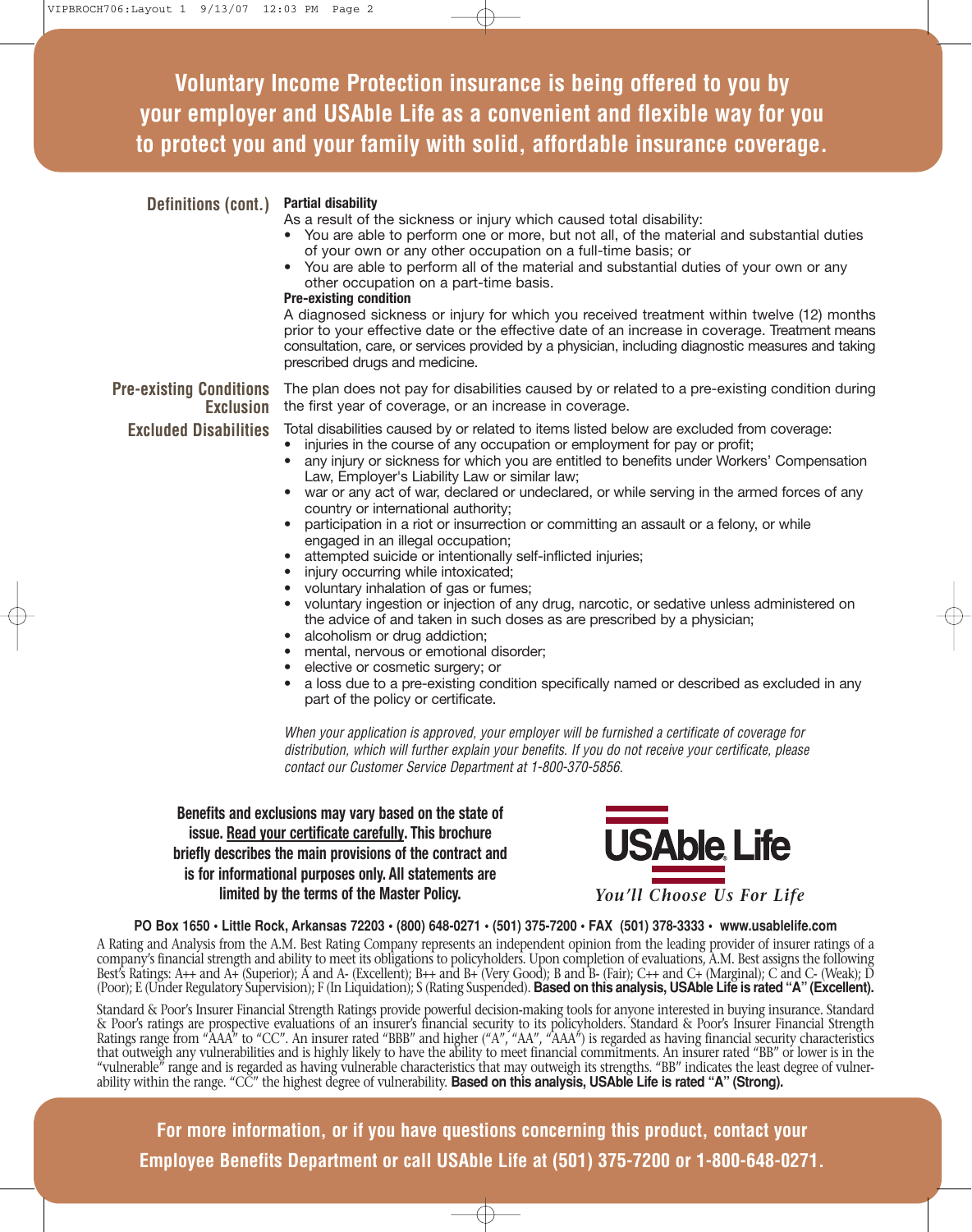**Voluntary Income Protection insurance is being offered to you by your employer and USAble Life as a convenient and flexible way for you to protect you and your family with solid, affordable insurance coverage.**

## Definitions (cont.)

**Partial disability**

As a result of the sickness or injury which caused total disability:

- You are able to perform one or more, but not all, of the material and substantial duties of your own or any other occupation on a full-time basis; or
- You are able to perform all of the material and substantial duties of your own or any other occupation on a part-time basis.

**Pre-existing condition**

A diagnosed sickness or injury for which you received treatment within twelve (12) months prior to your effective date or the effective date of an increase in coverage. Treatment means consultation, care, or services provided by a physician, including diagnostic measures and taking prescribed drugs and medicine.

## Pre-existing Conditions Exclusion

The plan does not pay for disabilities caused by or related to a pre-existing condition during the first year of coverage, or an increase in coverage.

## Excluded Disabilities

Total disabilities caused by or related to items listed below are excluded from coverage:

- injuries in the course of any occupation or employment for pay or profit;
- any injury or sickness for which you are entitled to benefits under Workers' Compensation Law, Employer's Liability Law or similar law;
- war or any act of war, declared or undeclared, or while serving in the armed forces of any country or international authority;
- participation in a riot or insurrection or committing an assault or a felony, or while engaged in an illegal occupation;
- attempted suicide or intentionally self-inflicted injuries;
- injury occurring while intoxicated;
- voluntary inhalation of gas or fumes;
- voluntary ingestion or injection of any drug, narcotic, or sedative unless administered on the advice of and taken in such doses as are prescribed by a physician;
- alcoholism or drug addiction;
- mental, nervous or emotional disorder;
- elective or cosmetic surgery; or
- a loss due to a pre-existing condition specifically named or described as excluded in any part of the policy or certificate.

*When your application is approved, your employer will be furnished a certificate of coverage for distribution, which will further explain your benefits. If you do not receive your certificate, please contact our Customer Service Department at 1-800-370-5856.*

**Benefits and exclusions may vary based on the state of issue. Read your certificate carefully. This brochure briefly describes the main provisions of the contract and is for informational purposes only. All statements are limited by the terms of the Master Policy.**

USAble Life

*You'll Choose Us For Life*

**PO Box 1650 • Little Rock, Arkansas 72203 • (800) 648-0271 • (501) 375-7200 • FAX (501) 378-3333 • www.usablelife.com**

A Rating and Analysis from the A.M. Best Rating Company represents an independent opinion from the leading provider of insurer ratings of a company's financial strength and ability to meet its obligations to policyholders. Upon completion of evaluations, A.M. Best assigns the following Best's Ratings: A++ and A+ (Superior); A and A- (Excellent); B++ and B+ (Very Good); B and B- (Fair); C++ and C+ (Marginal); C and C- (Weak); D (Poor); E (Under Regulatory Supervision); F (In Liquidation); S (Rating Suspended). **Based on this analysis, USAble Life is rated "A" (Excellent).**

Standard & Poor's Insurer Financial Strength Ratings provide powerful decision-making tools for anyone interested in buying insurance. Standard & Poor's ratings are prospective evaluations of an insurer's financial security to its policyholders. Standard & Poor's Insurer Financial Strength Ratings range from "AAA" to "CC". An insurer rated "BBB" and higher ("A", "AA", "AAA") is regarded as having financial security characteristics that outweigh any vulnerabilities and is highly likely to have the ability to meet financial commitments. An insurer rated "BB" or lower is in the "vulnerable" range and is regarded as having vulnerable characteristics that may outweigh its strengths. "BB" indicates the least degree of vulnerability within the range. "CC" the highest degree of vulnerability. **Based on this analysis, USAble Life is rated "A" (Strong).**

**For more information, or if you have questions concerning this product, contact your Employee Benefits Department or call USAble Life at (501) 375-7200 or 1-800-648-0271.**